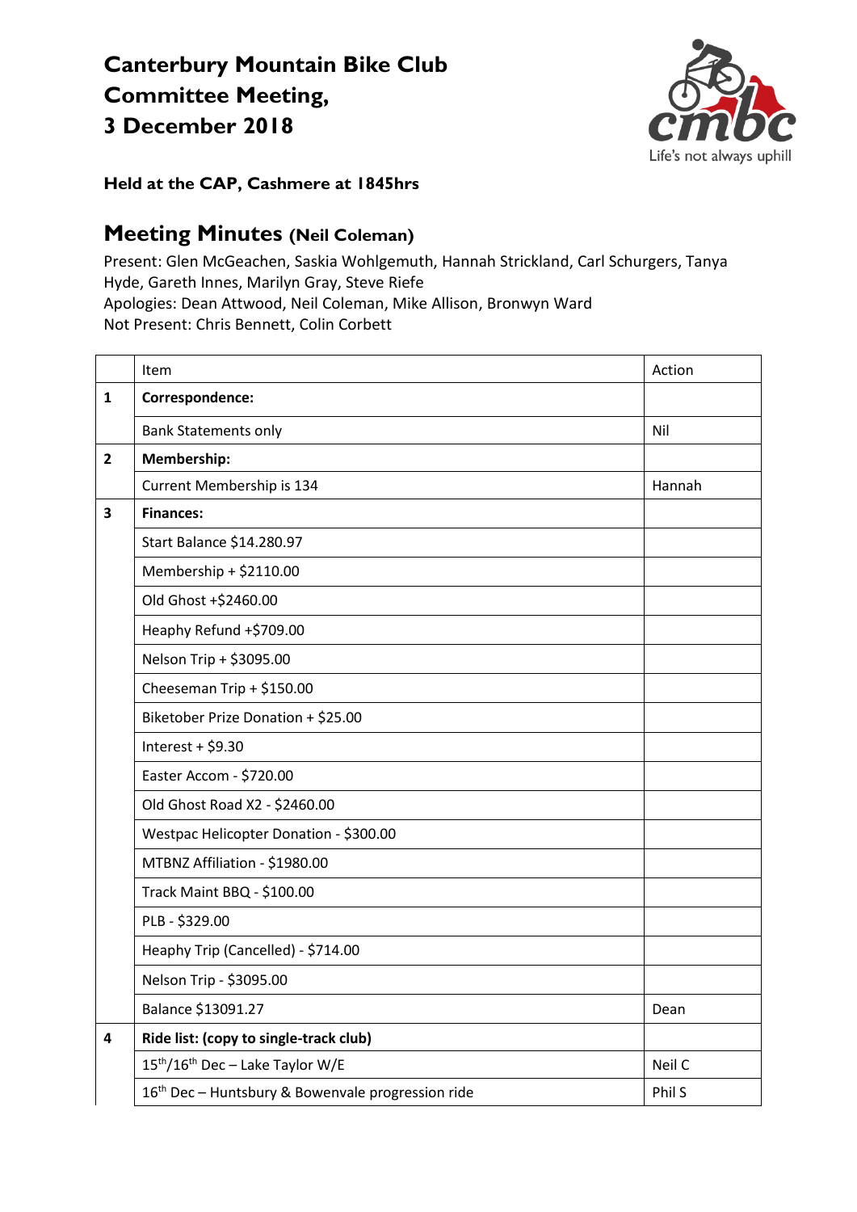# Canterbury Mountain Bike Club Committee Meeting, 3 December 2018

Life's not always uphill

**Held at the CAP, Cashmere at 1845hrs**

## Meeting Minutes (Neil Coleman)

Present: Glen McGeachen, Saskia Wohlgemuth, Hannah Strickland, Carl Schurgers, Tanya Hyde, Gareth Innes, Marilyn Gray, Steve Riefe
Apologies: Dean Attwood, Neil Coleman, Mike Allison, Bronwyn Ward
Not Present: Chris Bennett, Colin Corbett

| | Item | Action |
|---|---|---|
| **1** | **Correspondence:** | |
| | Bank Statements only | Nil |
| **2** | **Membership:** | |
| | Current Membership is 134 | Hannah |
| **3** | **Finances:** | |
| | Start Balance $14.280.97 | |
| | Membership + $2110.00 | |
| | Old Ghost +$2460.00 | |
| | Heaphy Refund +$709.00 | |
| | Nelson Trip + $3095.00 | |
| | Cheeseman Trip + $150.00 | |
| | Biketober Prize Donation + $25.00 | |
| | Interest + $9.30 | |
| | Easter Accom - $720.00 | |
| | Old Ghost Road X2 - $2460.00 | |
| | Westpac Helicopter Donation - $300.00 | |
| | MTBNZ Affiliation - $1980.00 | |
| | Track Maint BBQ - $100.00 | |
| | PLB - $329.00 | |
| | Heaphy Trip (Cancelled) - $714.00 | |
| | Nelson Trip - $3095.00 | |
| | Balance $13091.27 | Dean |
| **4** | **Ride list: (copy to single-track club)** | |
| | 15th/16th Dec – Lake Taylor W/E | Neil C |
| | 16th Dec – Huntsbury & Bowenvale progression ride | Phil S |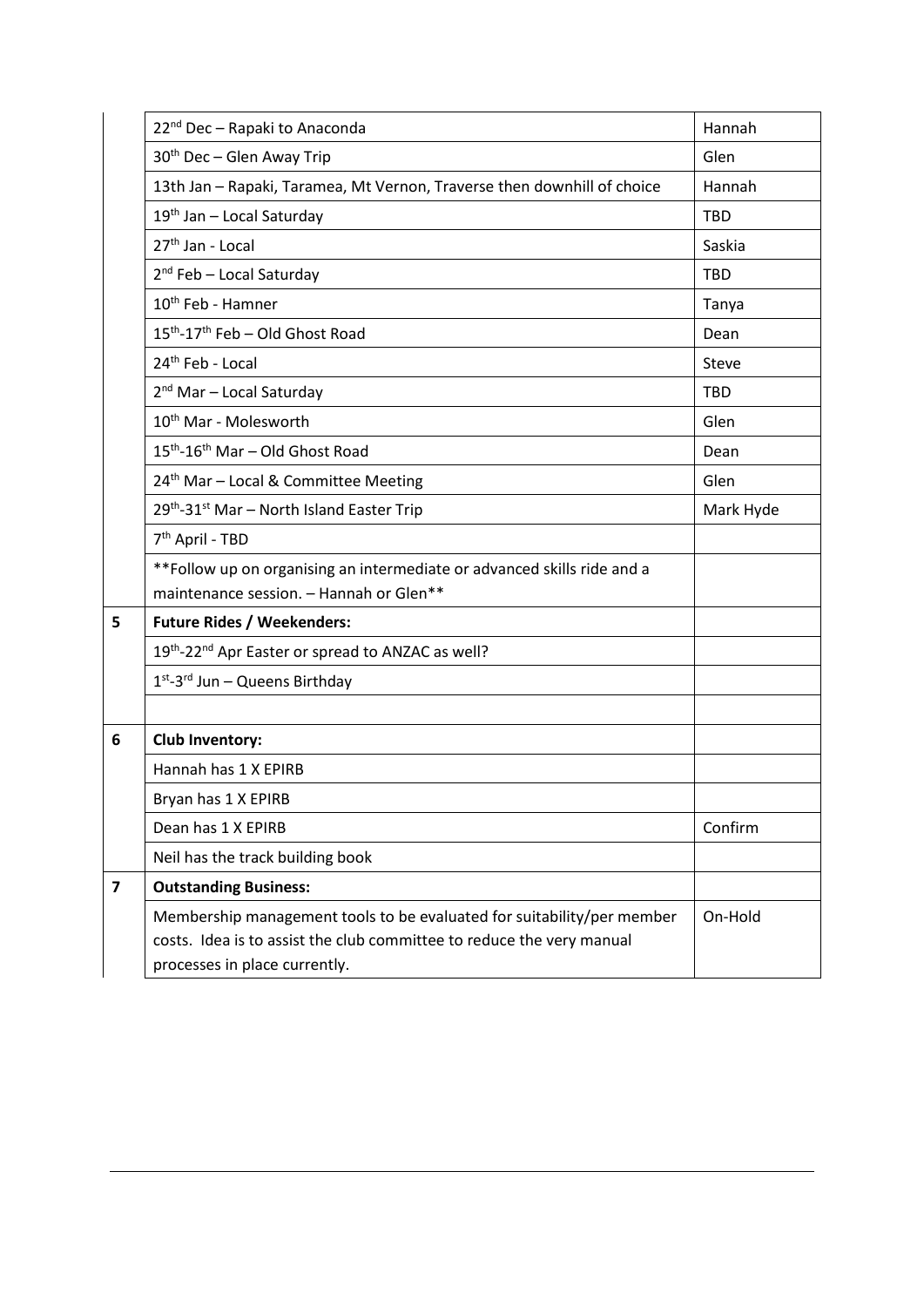|   |   |   |
|---|---|---|
|   | 22nd Dec – Rapaki to Anaconda | Hannah |
|   | 30th Dec – Glen Away Trip | Glen |
|   | 13th Jan – Rapaki, Taramea, Mt Vernon, Traverse then downhill of choice | Hannah |
|   | 19th Jan – Local Saturday | TBD |
|   | 27th Jan - Local | Saskia |
|   | 2nd Feb – Local Saturday | TBD |
|   | 10th Feb - Hamner | Tanya |
|   | 15th-17th Feb – Old Ghost Road | Dean |
|   | 24th Feb - Local | Steve |
|   | 2nd Mar – Local Saturday | TBD |
|   | 10th Mar - Molesworth | Glen |
|   | 15th-16th Mar – Old Ghost Road | Dean |
|   | 24th Mar – Local & Committee Meeting | Glen |
|   | 29th-31st Mar – North Island Easter Trip | Mark Hyde |
|   | 7th April - TBD |   |
|   | **Follow up on organising an intermediate or advanced skills ride and a maintenance session. – Hannah or Glen** |   |
| 5 | **Future Rides / Weekenders:** |   |
|   | 19th-22nd Apr Easter or spread to ANZAC as well? |   |
|   | 1st-3rd Jun – Queens Birthday |   |
|   |   |   |
| 6 | **Club Inventory:** |   |
|   | Hannah has 1 X EPIRB |   |
|   | Bryan has 1 X EPIRB |   |
|   | Dean has 1 X EPIRB | Confirm |
|   | Neil has the track building book |   |
| 7 | **Outstanding Business:** |   |
|   | Membership management tools to be evaluated for suitability/per member costs. Idea is to assist the club committee to reduce the very manual processes in place currently. | On-Hold |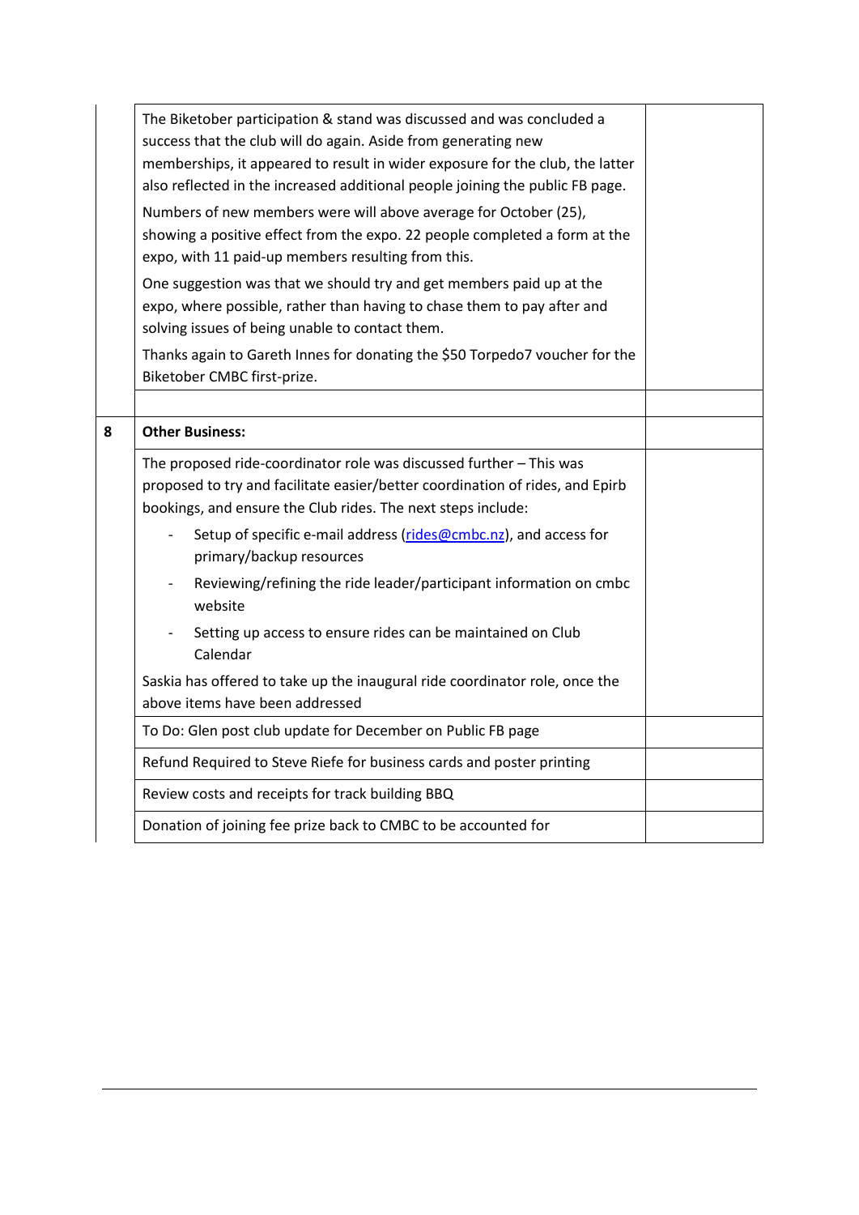| | | |
|---|---|---|
| | The Biketober participation & stand was discussed and was concluded a success that the club will do again. Aside from generating new memberships, it appeared to result in wider exposure for the club, the latter also reflected in the increased additional people joining the public FB page.<br><br>Numbers of new members were will above average for October (25), showing a positive effect from the expo. 22 people completed a form at the expo, with 11 paid-up members resulting from this.<br><br>One suggestion was that we should try and get members paid up at the expo, where possible, rather than having to chase them to pay after and solving issues of being unable to contact them.<br><br>Thanks again to Gareth Innes for donating the $50 Torpedo7 voucher for the Biketober CMBC first-prize. | |
| | | |
| 8 | **Other Business:** | |
| | The proposed ride-coordinator role was discussed further – This was proposed to try and facilitate easier/better coordination of rides, and Epirb bookings, and ensure the Club rides. The next steps include:<br>- Setup of specific e-mail address (rides@cmbc.nz), and access for primary/backup resources<br>- Reviewing/refining the ride leader/participant information on cmbc website<br>- Setting up access to ensure rides can be maintained on Club Calendar<br><br>Saskia has offered to take up the inaugural ride coordinator role, once the above items have been addressed | |
| | To Do: Glen post club update for December on Public FB page | |
| | Refund Required to Steve Riefe for business cards and poster printing | |
| | Review costs and receipts for track building BBQ | |
| | Donation of joining fee prize back to CMBC to be accounted for | |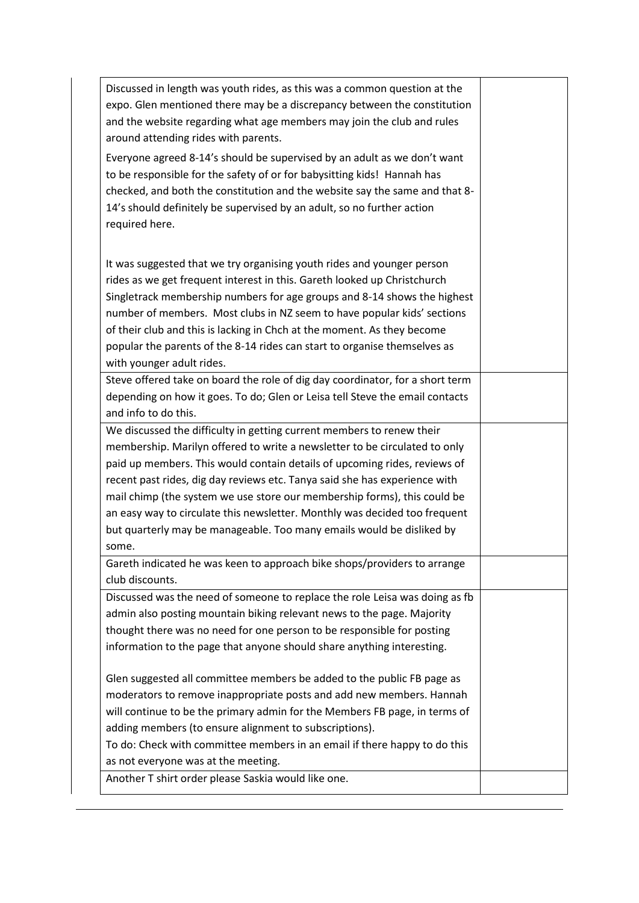| | |
|---|---|
| Discussed in length was youth rides, as this was a common question at the expo. Glen mentioned there may be a discrepancy between the constitution and the website regarding what age members may join the club and rules around attending rides with parents.<br><br>Everyone agreed 8-14's should be supervised by an adult as we don't want to be responsible for the safety of or for babysitting kids! Hannah has checked, and both the constitution and the website say the same and that 8-14's should definitely be supervised by an adult, so no further action required here.<br><br>It was suggested that we try organising youth rides and younger person rides as we get frequent interest in this. Gareth looked up Christchurch Singletrack membership numbers for age groups and 8-14 shows the highest number of members. Most clubs in NZ seem to have popular kids' sections of their club and this is lacking in Chch at the moment. As they become popular the parents of the 8-14 rides can start to organise themselves as with younger adult rides. | |
| Steve offered take on board the role of dig day coordinator, for a short term depending on how it goes. To do; Glen or Leisa tell Steve the email contacts and info to do this. | |
| We discussed the difficulty in getting current members to renew their membership. Marilyn offered to write a newsletter to be circulated to only paid up members. This would contain details of upcoming rides, reviews of recent past rides, dig day reviews etc. Tanya said she has experience with mail chimp (the system we use store our membership forms), this could be an easy way to circulate this newsletter. Monthly was decided too frequent but quarterly may be manageable. Too many emails would be disliked by some. | |
| Gareth indicated he was keen to approach bike shops/providers to arrange club discounts. | |
| Discussed was the need of someone to replace the role Leisa was doing as fb admin also posting mountain biking relevant news to the page. Majority thought there was no need for one person to be responsible for posting information to the page that anyone should share anything interesting.<br><br>Glen suggested all committee members be added to the public FB page as moderators to remove inappropriate posts and add new members. Hannah will continue to be the primary admin for the Members FB page, in terms of adding members (to ensure alignment to subscriptions).<br>To do: Check with committee members in an email if there happy to do this as not everyone was at the meeting. | |
| Another T shirt order please Saskia would like one. | |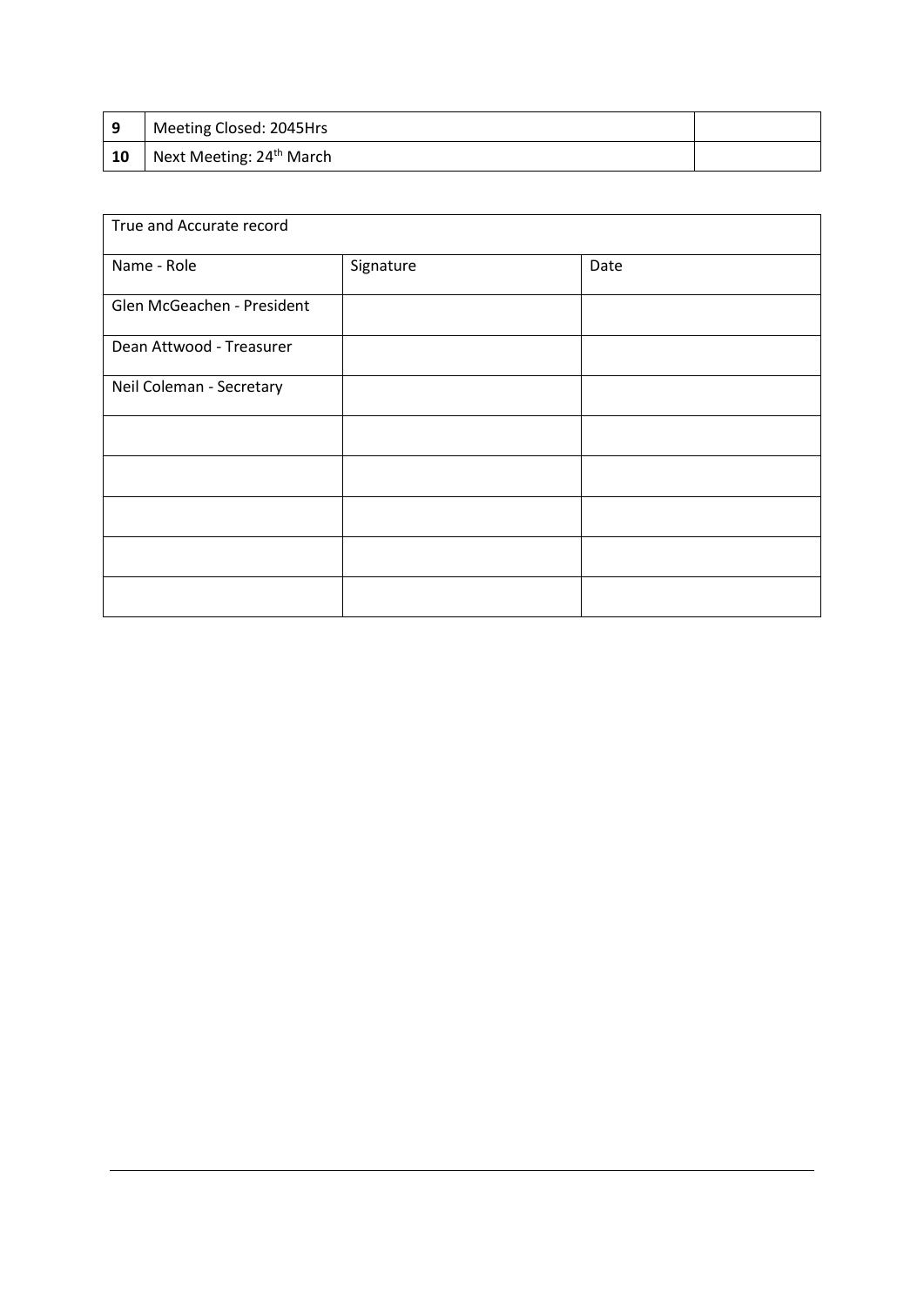| | | |
|---|---|---|
| **9** | Meeting Closed: 2045Hrs | |
| **10** | Next Meeting: 24th March | |

| True and Accurate record | | |
|---|---|---|
| Name - Role | Signature | Date |
| Glen McGeachen - President | | |
| Dean Attwood - Treasurer | | |
| Neil Coleman - Secretary | | |
| | | |
| | | |
| | | |
| | | |
| | | |